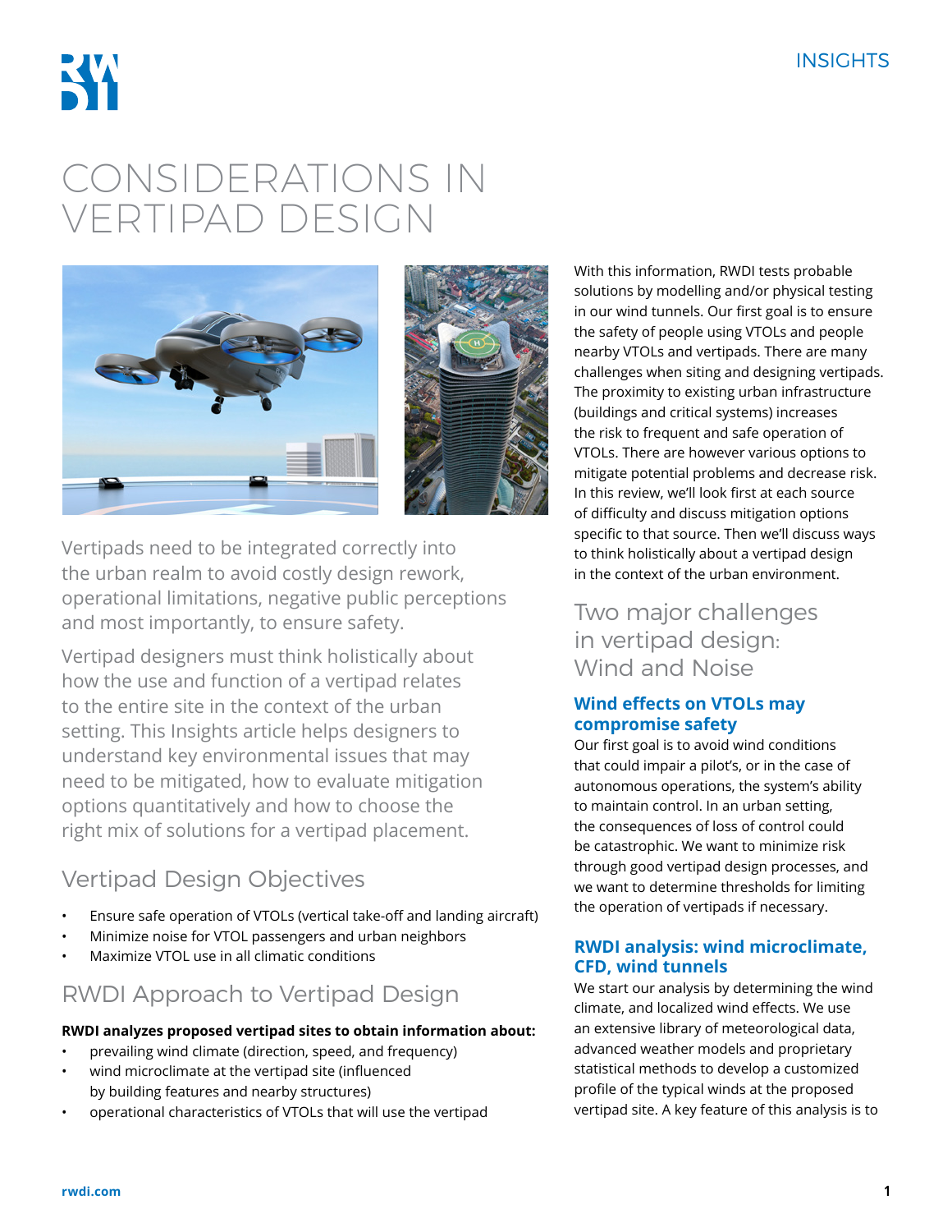# CONSIDERATIONS IN VERTIPAD DESIGN

Vertipads need to be integrated correctly into the urban realm to avoid costly design rework, operational limitations, negative public perceptions and most importantly, to ensure safety.

Vertipad designers must think holistically about how the use and function of a vertipad relates to the entire site in the context of the urban setting. This Insights article helps designers to understand key environmental issues that may need to be mitigated, how to evaluate mitigation options quantitatively and how to choose the right mix of solutions for a vertipad placement.

## Vertipad Design Objectives

- Ensure safe operation of VTOLs (vertical take-off and landing aircraft)
- Minimize noise for VTOL passengers and urban neighbors
- Maximize VTOL use in all climatic conditions

## RWDI Approach to Vertipad Design

**RWDI analyzes proposed vertipad sites to obtain information about:**

- prevailing wind climate (direction, speed, and frequency)
- wind microclimate at the vertipad site (influenced by building features and nearby structures)
- operational characteristics of VTOLs that will use the vertipad

With this information, RWDI tests probable solutions by modelling and/or physical testing in our wind tunnels. Our first goal is to ensure the safety of people using VTOLs and people nearby VTOLs and vertipads. There are many challenges when siting and designing vertipads. The proximity to existing urban infrastructure (buildings and critical systems) increases the risk to frequent and safe operation of VTOLs. There are however various options to mitigate potential problems and decrease risk. In this review, we'll look first at each source of difficulty and discuss mitigation options specific to that source. Then we'll discuss ways to think holistically about a vertipad design in the context of the urban environment.

## Two major challenges in vertipad design: Wind and Noise

### Wind effects on VTOLs may compromise safety

Our first goal is to avoid wind conditions that could impair a pilot's, or in the case of autonomous operations, the system's ability to maintain control. In an urban setting, the consequences of loss of control could be catastrophic. We want to minimize risk through good vertipad design processes, and we want to determine thresholds for limiting the operation of vertipads if necessary.

### RWDI analysis: wind microclimate, CFD, wind tunnels

We start our analysis by determining the wind climate, and localized wind effects. We use an extensive library of meteorological data, advanced weather models and proprietary statistical methods to develop a customized profile of the typical winds at the proposed vertipad site. A key feature of this analysis is to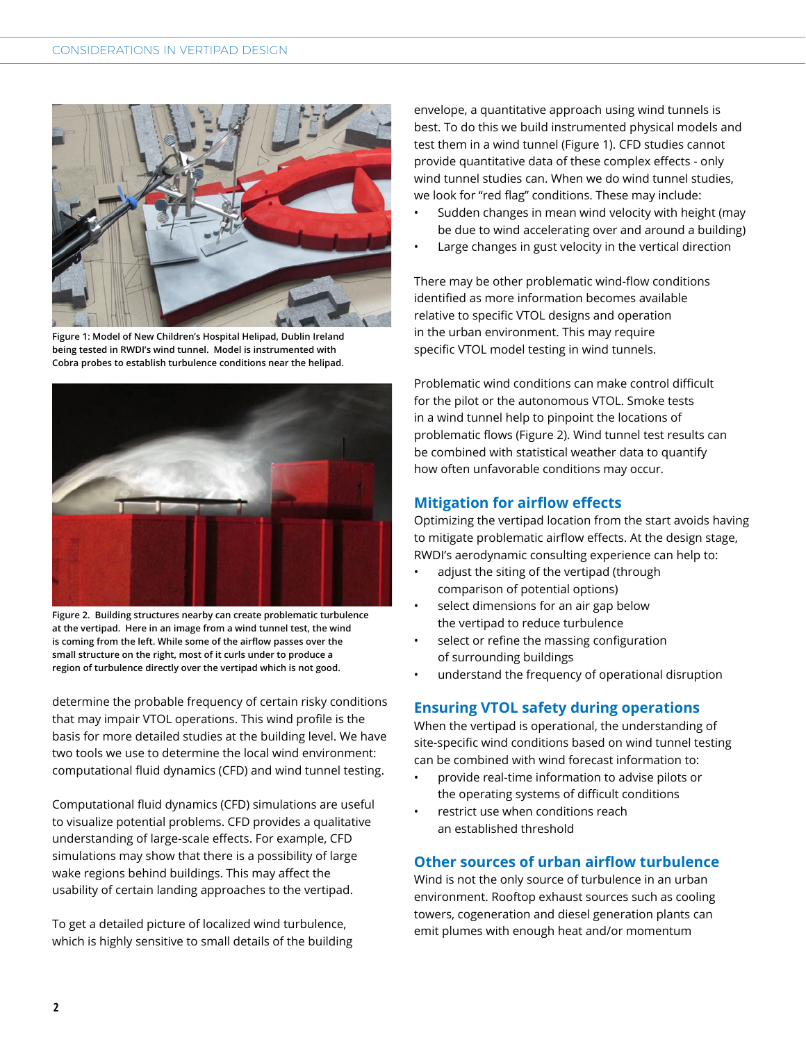Figure 1: Model of New Children's Hospital Helipad, Dublin Ireland being tested in RWDI's wind tunnel. Model is instrumented with Cobra probes to establish turbulence conditions near the helipad.

Figure 2. Building structures nearby can create problematic turbulence at the vertipad. Here in an image from a wind tunnel test, the wind is coming from the left. While some of the airflow passes over the small structure on the right, most of it curls under to produce a region of turbulence directly over the vertipad which is not good.

determine the probable frequency of certain risky conditions that may impair VTOL operations. This wind profile is the basis for more detailed studies at the building level. We have two tools we use to determine the local wind environment: computational fluid dynamics (CFD) and wind tunnel testing.

Computational fluid dynamics (CFD) simulations are useful to visualize potential problems. CFD provides a qualitative understanding of large-scale effects. For example, CFD simulations may show that there is a possibility of large wake regions behind buildings. This may affect the usability of certain landing approaches to the vertipad.

To get a detailed picture of localized wind turbulence, which is highly sensitive to small details of the building envelope, a quantitative approach using wind tunnels is best. To do this we build instrumented physical models and test them in a wind tunnel (Figure 1). CFD studies cannot provide quantitative data of these complex effects - only wind tunnel studies can. When we do wind tunnel studies, we look for "red flag" conditions. These may include:

- Sudden changes in mean wind velocity with height (may be due to wind accelerating over and around a building)
- Large changes in gust velocity in the vertical direction

There may be other problematic wind-flow conditions identified as more information becomes available relative to specific VTOL designs and operation in the urban environment. This may require specific VTOL model testing in wind tunnels.

Problematic wind conditions can make control difficult for the pilot or the autonomous VTOL. Smoke tests in a wind tunnel help to pinpoint the locations of problematic flows (Figure 2). Wind tunnel test results can be combined with statistical weather data to quantify how often unfavorable conditions may occur.

## Mitigation for airflow effects

Optimizing the vertipad location from the start avoids having to mitigate problematic airflow effects. At the design stage, RWDI's aerodynamic consulting experience can help to:

- adjust the siting of the vertipad (through comparison of potential options)
- select dimensions for an air gap below the vertipad to reduce turbulence
- select or refine the massing configuration of surrounding buildings
- understand the frequency of operational disruption

## Ensuring VTOL safety during operations

When the vertipad is operational, the understanding of site-specific wind conditions based on wind tunnel testing can be combined with wind forecast information to:

- provide real-time information to advise pilots or the operating systems of difficult conditions
- restrict use when conditions reach an established threshold

## Other sources of urban airflow turbulence

Wind is not the only source of turbulence in an urban environment. Rooftop exhaust sources such as cooling towers, cogeneration and diesel generation plants can emit plumes with enough heat and/or momentum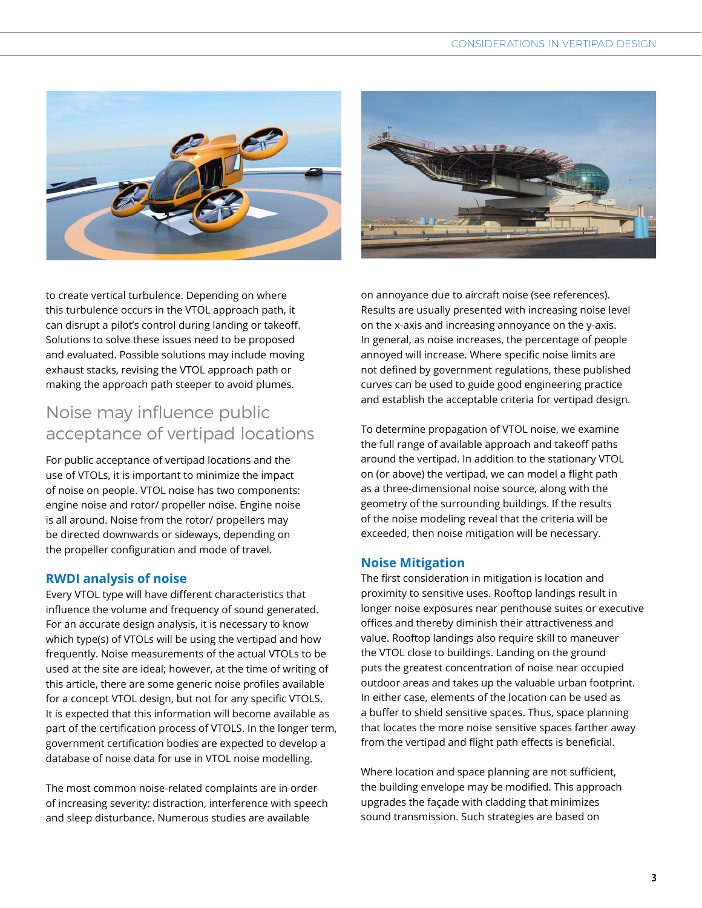to create vertical turbulence. Depending on where this turbulence occurs in the VTOL approach path, it can disrupt a pilot's control during landing or takeoff. Solutions to solve these issues need to be proposed and evaluated. Possible solutions may include moving exhaust stacks, revising the VTOL approach path or making the approach path steeper to avoid plumes.

## Noise may influence public acceptance of vertipad locations

For public acceptance of vertipad locations and the use of VTOLs, it is important to minimize the impact of noise on people. VTOL noise has two components: engine noise and rotor/ propeller noise. Engine noise is all around. Noise from the rotor/ propellers may be directed downwards or sideways, depending on the propeller configuration and mode of travel.

### RWDI analysis of noise

Every VTOL type will have different characteristics that influence the volume and frequency of sound generated. For an accurate design analysis, it is necessary to know which type(s) of VTOLs will be using the vertipad and how frequently. Noise measurements of the actual VTOLs to be used at the site are ideal; however, at the time of writing of this article, there are some generic noise profiles available for a concept VTOL design, but not for any specific VTOLS. It is expected that this information will become available as part of the certification process of VTOLS. In the longer term, government certification bodies are expected to develop a database of noise data for use in VTOL noise modelling.

The most common noise-related complaints are in order of increasing severity: distraction, interference with speech and sleep disturbance. Numerous studies are available on annoyance due to aircraft noise (see references). Results are usually presented with increasing noise level on the x-axis and increasing annoyance on the y-axis. In general, as noise increases, the percentage of people annoyed will increase. Where specific noise limits are not defined by government regulations, these published curves can be used to guide good engineering practice and establish the acceptable criteria for vertipad design.

To determine propagation of VTOL noise, we examine the full range of available approach and takeoff paths around the vertipad. In addition to the stationary VTOL on (or above) the vertipad, we can model a flight path as a three-dimensional noise source, along with the geometry of the surrounding buildings. If the results of the noise modeling reveal that the criteria will be exceeded, then noise mitigation will be necessary.

### Noise Mitigation

The first consideration in mitigation is location and proximity to sensitive uses. Rooftop landings result in longer noise exposures near penthouse suites or executive offices and thereby diminish their attractiveness and value. Rooftop landings also require skill to maneuver the VTOL close to buildings. Landing on the ground puts the greatest concentration of noise near occupied outdoor areas and takes up the valuable urban footprint. In either case, elements of the location can be used as a buffer to shield sensitive spaces. Thus, space planning that locates the more noise sensitive spaces farther away from the vertipad and flight path effects is beneficial.

Where location and space planning are not sufficient, the building envelope may be modified. This approach upgrades the façade with cladding that minimizes sound transmission. Such strategies are based on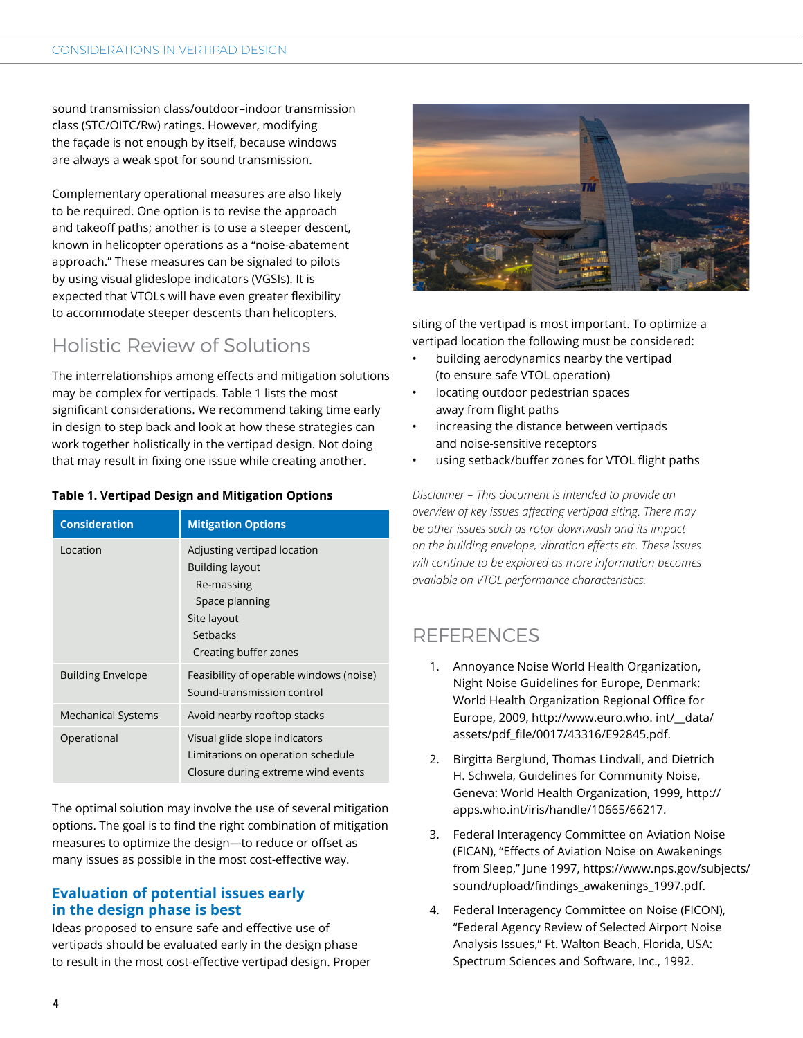sound transmission class/outdoor–indoor transmission class (STC/OITC/Rw) ratings. However, modifying the façade is not enough by itself, because windows are always a weak spot for sound transmission.

Complementary operational measures are also likely to be required. One option is to revise the approach and takeoff paths; another is to use a steeper descent, known in helicopter operations as a "noise-abatement approach." These measures can be signaled to pilots by using visual glideslope indicators (VGSIs). It is expected that VTOLs will have even greater flexibility to accommodate steeper descents than helicopters.

## Holistic Review of Solutions

The interrelationships among effects and mitigation solutions may be complex for vertipads. Table 1 lists the most significant considerations. We recommend taking time early in design to step back and look at how these strategies can work together holistically in the vertipad design. Not doing that may result in fixing one issue while creating another.

**Table 1. Vertipad Design and Mitigation Options**

| Consideration | Mitigation Options |
|---|---|
| Location | Adjusting vertipad location<br>Building layout<br>Re-massing<br>Space planning<br>Site layout<br>Setbacks<br>Creating buffer zones |
| Building Envelope | Feasibility of operable windows (noise)<br>Sound-transmission control |
| Mechanical Systems | Avoid nearby rooftop stacks |
| Operational | Visual glide slope indicators<br>Limitations on operation schedule<br>Closure during extreme wind events |

The optimal solution may involve the use of several mitigation options. The goal is to find the right combination of mitigation measures to optimize the design—to reduce or offset as many issues as possible in the most cost-effective way.

### Evaluation of potential issues early in the design phase is best

Ideas proposed to ensure safe and effective use of vertipads should be evaluated early in the design phase to result in the most cost-effective vertipad design. Proper siting of the vertipad is most important. To optimize a vertipad location the following must be considered:

- building aerodynamics nearby the vertipad (to ensure safe VTOL operation)
- locating outdoor pedestrian spaces away from flight paths
- increasing the distance between vertipads and noise-sensitive receptors
- using setback/buffer zones for VTOL flight paths

*Disclaimer – This document is intended to provide an overview of key issues affecting vertipad siting. There may be other issues such as rotor downwash and its impact on the building envelope, vibration effects etc. These issues will continue to be explored as more information becomes available on VTOL performance characteristics.*

## REFERENCES

1. Annoyance Noise World Health Organization, Night Noise Guidelines for Europe, Denmark: World Health Organization Regional Office for Europe, 2009, http://www.euro.who. int/__data/assets/pdf_file/0017/43316/E92845.pdf.
2. Birgitta Berglund, Thomas Lindvall, and Dietrich H. Schwela, Guidelines for Community Noise, Geneva: World Health Organization, 1999, http://apps.who.int/iris/handle/10665/66217.
3. Federal Interagency Committee on Aviation Noise (FICAN), "Effects of Aviation Noise on Awakenings from Sleep," June 1997, https://www.nps.gov/subjects/sound/upload/findings_awakenings_1997.pdf.
4. Federal Interagency Committee on Noise (FICON), "Federal Agency Review of Selected Airport Noise Analysis Issues," Ft. Walton Beach, Florida, USA: Spectrum Sciences and Software, Inc., 1992.